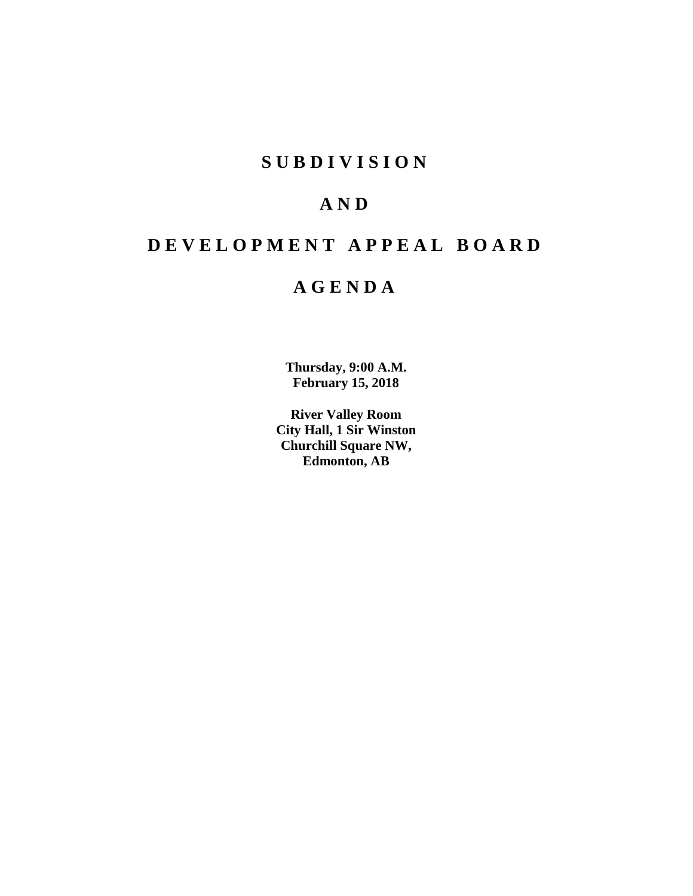# S U B D I V I S I O N

# A N D

# D E V E L O P M E N T   A P P E A L   B O A R D

# A G E N D A

**Thursday, 9:00 A.M.**
**February 15, 2018**

**River Valley Room**
**City Hall, 1 Sir Winston**
**Churchill Square NW,**
**Edmonton, AB**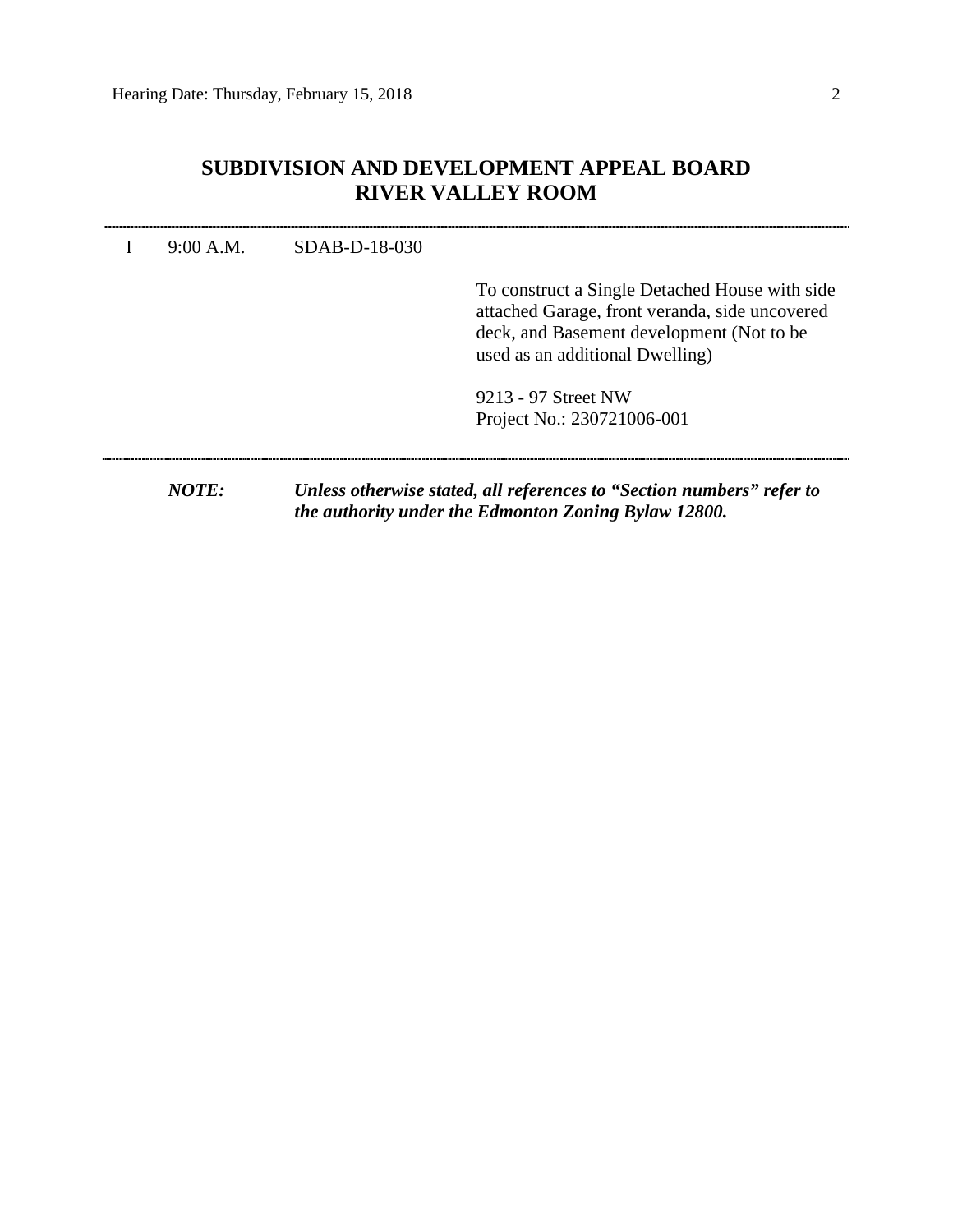## SUBDIVISION AND DEVELOPMENT APPEAL BOARD
## RIVER VALLEY ROOM

---

I 9:00 A.M. SDAB-D-18-030

To construct a Single Detached House with side attached Garage, front veranda, side uncovered deck, and Basement development (Not to be used as an additional Dwelling)

9213 - 97 Street NW
Project No.: 230721006-001

---

***NOTE:*** ***Unless otherwise stated, all references to "Section numbers" refer to the authority under the Edmonton Zoning Bylaw 12800.***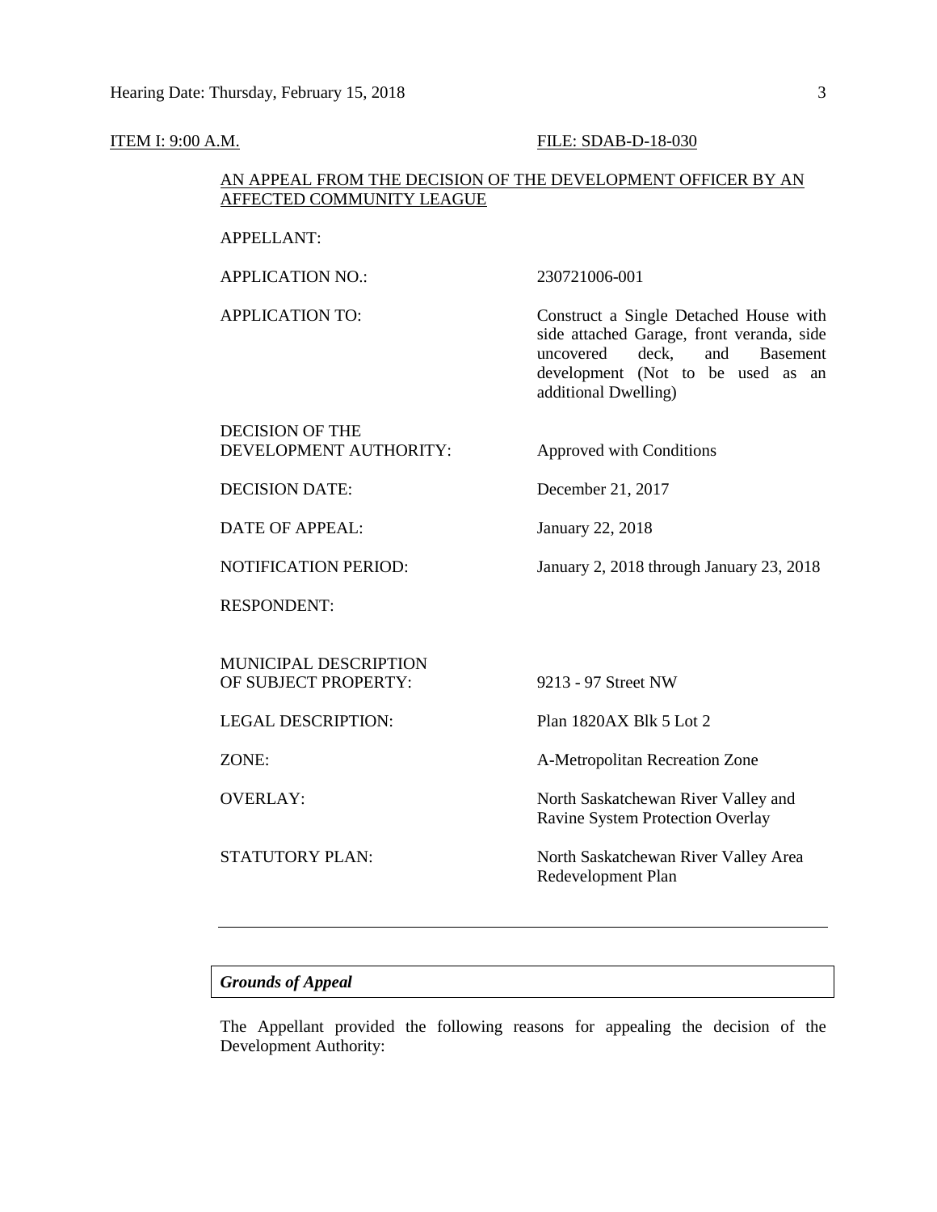ITEM I: 9:00 A.M. FILE: SDAB-D-18-030

AN APPEAL FROM THE DECISION OF THE DEVELOPMENT OFFICER BY AN AFFECTED COMMUNITY LEAGUE

| | |
|---|---|
| APPELLANT: | |
| APPLICATION NO.: | 230721006-001 |
| APPLICATION TO: | Construct a Single Detached House with side attached Garage, front veranda, side uncovered deck, and Basement development (Not to be used as an additional Dwelling) |
| DECISION OF THE DEVELOPMENT AUTHORITY: | Approved with Conditions |
| DECISION DATE: | December 21, 2017 |
| DATE OF APPEAL: | January 22, 2018 |
| NOTIFICATION PERIOD: | January 2, 2018 through January 23, 2018 |
| RESPONDENT: | |
| MUNICIPAL DESCRIPTION OF SUBJECT PROPERTY: | 9213 - 97 Street NW |
| LEGAL DESCRIPTION: | Plan 1820AX Blk 5 Lot 2 |
| ZONE: | A-Metropolitan Recreation Zone |
| OVERLAY: | North Saskatchewan River Valley and Ravine System Protection Overlay |
| STATUTORY PLAN: | North Saskatchewan River Valley Area Redevelopment Plan |

---

***Grounds of Appeal***

The Appellant provided the following reasons for appealing the decision of the Development Authority: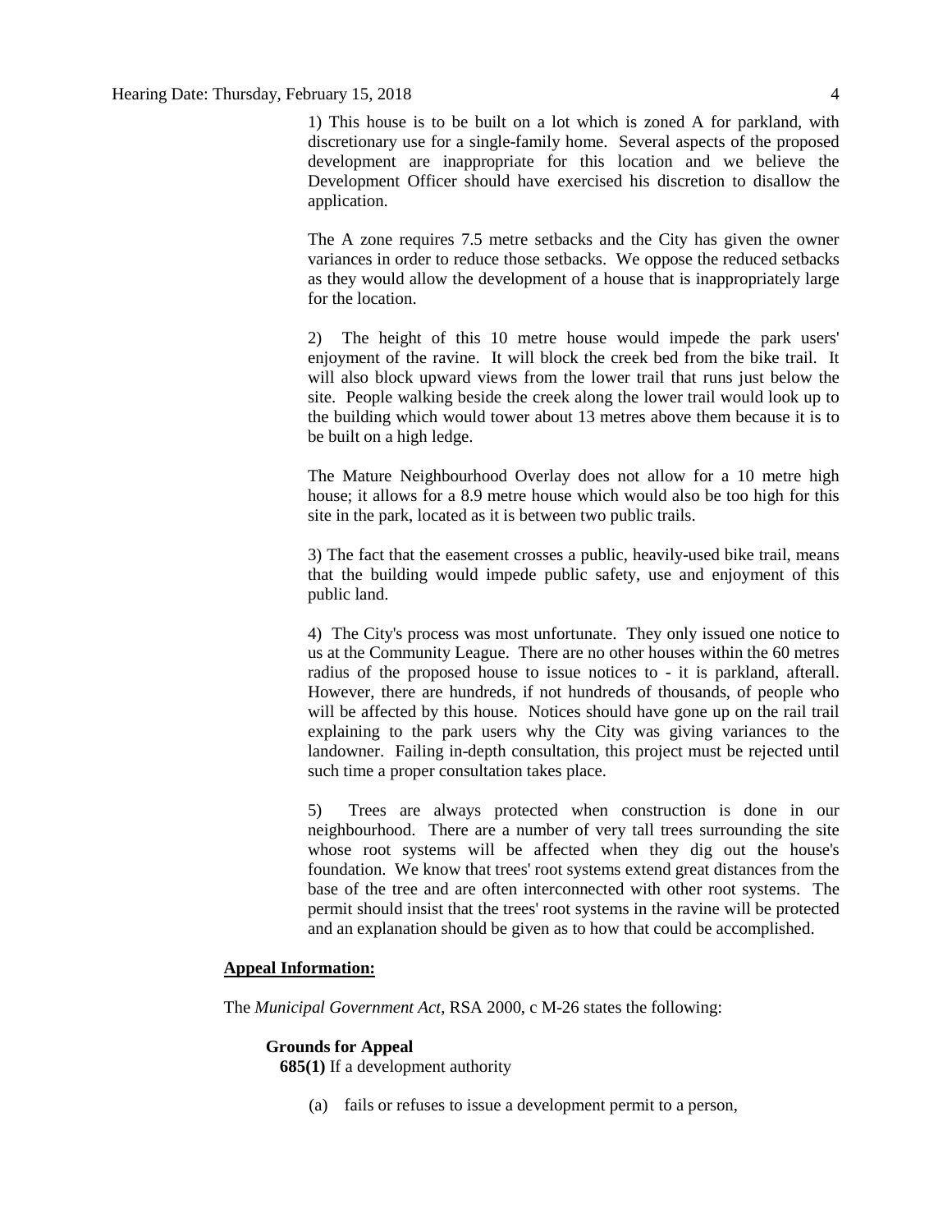1) This house is to be built on a lot which is zoned A for parkland, with discretionary use for a single-family home. Several aspects of the proposed development are inappropriate for this location and we believe the Development Officer should have exercised his discretion to disallow the application.

The A zone requires 7.5 metre setbacks and the City has given the owner variances in order to reduce those setbacks. We oppose the reduced setbacks as they would allow the development of a house that is inappropriately large for the location.

2) The height of this 10 metre house would impede the park users' enjoyment of the ravine. It will block the creek bed from the bike trail. It will also block upward views from the lower trail that runs just below the site. People walking beside the creek along the lower trail would look up to the building which would tower about 13 metres above them because it is to be built on a high ledge.

The Mature Neighbourhood Overlay does not allow for a 10 metre high house; it allows for a 8.9 metre house which would also be too high for this site in the park, located as it is between two public trails.

3) The fact that the easement crosses a public, heavily-used bike trail, means that the building would impede public safety, use and enjoyment of this public land.

4) The City's process was most unfortunate. They only issued one notice to us at the Community League. There are no other houses within the 60 metres radius of the proposed house to issue notices to - it is parkland, afterall. However, there are hundreds, if not hundreds of thousands, of people who will be affected by this house. Notices should have gone up on the rail trail explaining to the park users why the City was giving variances to the landowner. Failing in-depth consultation, this project must be rejected until such time a proper consultation takes place.

5) Trees are always protected when construction is done in our neighbourhood. There are a number of very tall trees surrounding the site whose root systems will be affected when they dig out the house's foundation. We know that trees' root systems extend great distances from the base of the tree and are often interconnected with other root systems. The permit should insist that the trees' root systems in the ravine will be protected and an explanation should be given as to how that could be accomplished.

**Appeal Information:**

The *Municipal Government Act*, RSA 2000, c M-26 states the following:

**Grounds for Appeal**

**685(1)** If a development authority

(a) fails or refuses to issue a development permit to a person,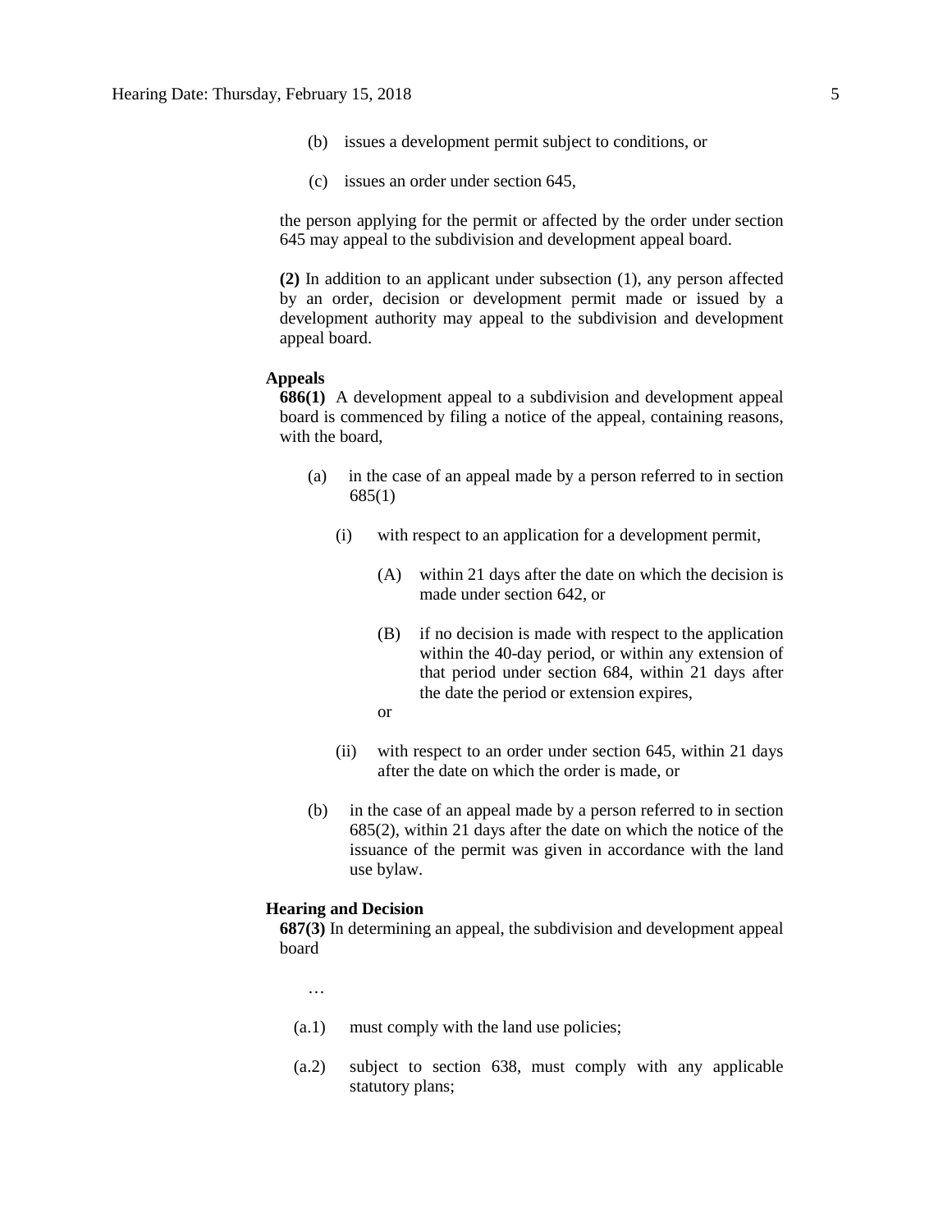(b) issues a development permit subject to conditions, or

(c) issues an order under section 645,

the person applying for the permit or affected by the order under section 645 may appeal to the subdivision and development appeal board.

**(2)** In addition to an applicant under subsection (1), any person affected by an order, decision or development permit made or issued by a development authority may appeal to the subdivision and development appeal board.

**Appeals**

**686(1)** A development appeal to a subdivision and development appeal board is commenced by filing a notice of the appeal, containing reasons, with the board,

(a) in the case of an appeal made by a person referred to in section 685(1)

(i) with respect to an application for a development permit,

(A) within 21 days after the date on which the decision is made under section 642, or

(B) if no decision is made with respect to the application within the 40-day period, or within any extension of that period under section 684, within 21 days after the date the period or extension expires,

or

(ii) with respect to an order under section 645, within 21 days after the date on which the order is made, or

(b) in the case of an appeal made by a person referred to in section 685(2), within 21 days after the date on which the notice of the issuance of the permit was given in accordance with the land use bylaw.

**Hearing and Decision**

**687(3)** In determining an appeal, the subdivision and development appeal board

…

(a.1) must comply with the land use policies;

(a.2) subject to section 638, must comply with any applicable statutory plans;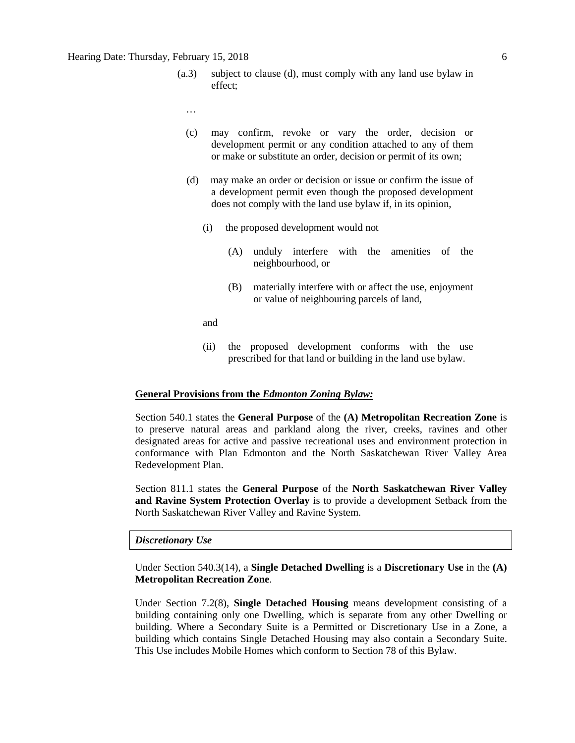(a.3) subject to clause (d), must comply with any land use bylaw in effect;

…

(c) may confirm, revoke or vary the order, decision or development permit or any condition attached to any of them or make or substitute an order, decision or permit of its own;

(d) may make an order or decision or issue or confirm the issue of a development permit even though the proposed development does not comply with the land use bylaw if, in its opinion,

(i) the proposed development would not

(A) unduly interfere with the amenities of the neighbourhood, or

(B) materially interfere with or affect the use, enjoyment or value of neighbouring parcels of land,

and

(ii) the proposed development conforms with the use prescribed for that land or building in the land use bylaw.

**General Provisions from the *Edmonton Zoning Bylaw:***

Section 540.1 states the **General Purpose** of the **(A) Metropolitan Recreation Zone** is to preserve natural areas and parkland along the river, creeks, ravines and other designated areas for active and passive recreational uses and environment protection in conformance with Plan Edmonton and the North Saskatchewan River Valley Area Redevelopment Plan.

Section 811.1 states the **General Purpose** of the **North Saskatchewan River Valley and Ravine System Protection Overlay** is to provide a development Setback from the North Saskatchewan River Valley and Ravine System.

***Discretionary Use***

Under Section 540.3(14), a **Single Detached Dwelling** is a **Discretionary Use** in the **(A) Metropolitan Recreation Zone**.

Under Section 7.2(8), **Single Detached Housing** means development consisting of a building containing only one Dwelling, which is separate from any other Dwelling or building. Where a Secondary Suite is a Permitted or Discretionary Use in a Zone, a building which contains Single Detached Housing may also contain a Secondary Suite. This Use includes Mobile Homes which conform to Section 78 of this Bylaw.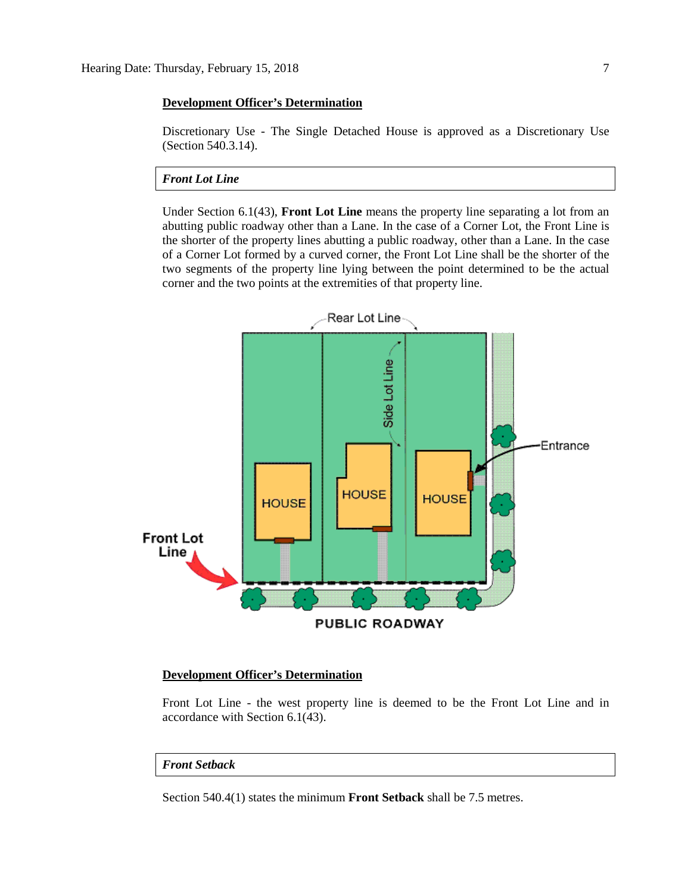**Development Officer's Determination**

Discretionary Use - The Single Detached House is approved as a Discretionary Use (Section 540.3.14).

***Front Lot Line***

Under Section 6.1(43), **Front Lot Line** means the property line separating a lot from an abutting public roadway other than a Lane. In the case of a Corner Lot, the Front Line is the shorter of the property lines abutting a public roadway, other than a Lane. In the case of a Corner Lot formed by a curved corner, the Front Lot Line shall be the shorter of the two segments of the property line lying between the point determined to be the actual corner and the two points at the extremities of that property line.

**Development Officer's Determination**

Front Lot Line - the west property line is deemed to be the Front Lot Line and in accordance with Section 6.1(43).

***Front Setback***

Section 540.4(1) states the minimum **Front Setback** shall be 7.5 metres.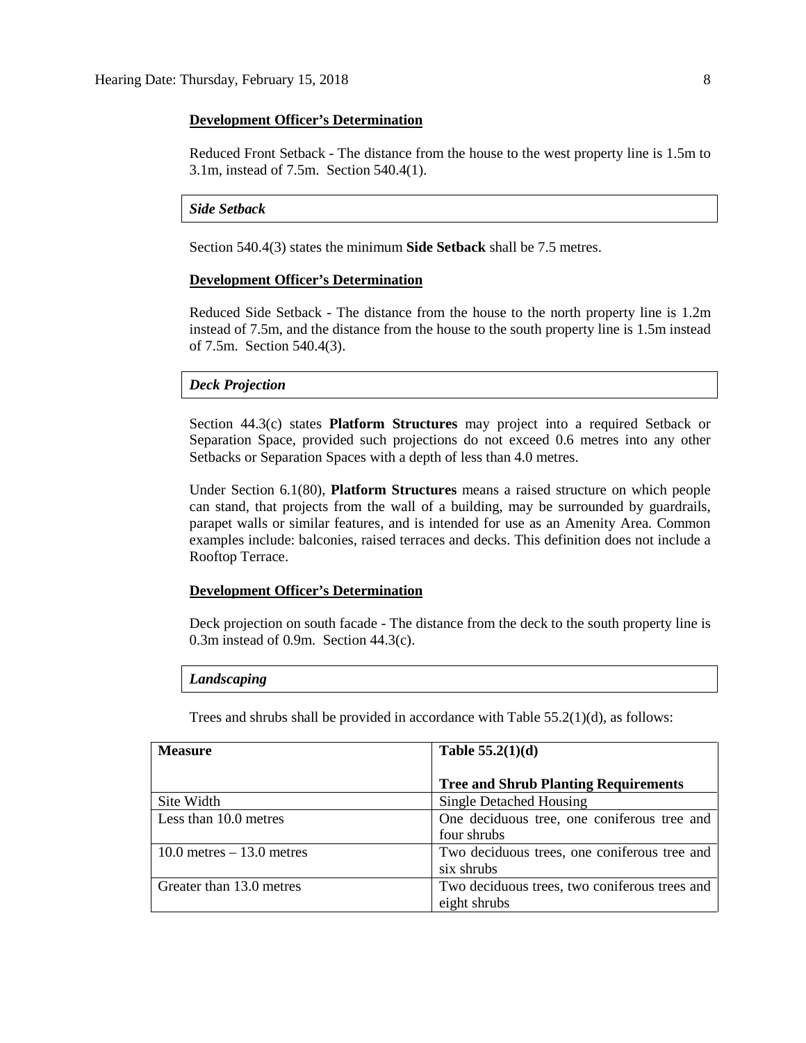**Development Officer's Determination**

Reduced Front Setback - The distance from the house to the west property line is 1.5m to 3.1m, instead of 7.5m. Section 540.4(1).

***Side Setback***

Section 540.4(3) states the minimum **Side Setback** shall be 7.5 metres.

**Development Officer's Determination**

Reduced Side Setback - The distance from the house to the north property line is 1.2m instead of 7.5m, and the distance from the house to the south property line is 1.5m instead of 7.5m. Section 540.4(3).

***Deck Projection***

Section 44.3(c) states **Platform Structures** may project into a required Setback or Separation Space, provided such projections do not exceed 0.6 metres into any other Setbacks or Separation Spaces with a depth of less than 4.0 metres.

Under Section 6.1(80), **Platform Structures** means a raised structure on which people can stand, that projects from the wall of a building, may be surrounded by guardrails, parapet walls or similar features, and is intended for use as an Amenity Area. Common examples include: balconies, raised terraces and decks. This definition does not include a Rooftop Terrace.

**Development Officer's Determination**

Deck projection on south facade - The distance from the deck to the south property line is 0.3m instead of 0.9m. Section 44.3(c).

***Landscaping***

Trees and shrubs shall be provided in accordance with Table 55.2(1)(d), as follows:

| **Measure** | **Table 55.2(1)(d)**<br><br>**Tree and Shrub Planting Requirements** |
|---|---|
| Site Width | Single Detached Housing |
| Less than 10.0 metres | One deciduous tree, one coniferous tree and four shrubs |
| 10.0 metres – 13.0 metres | Two deciduous trees, one coniferous tree and six shrubs |
| Greater than 13.0 metres | Two deciduous trees, two coniferous trees and eight shrubs |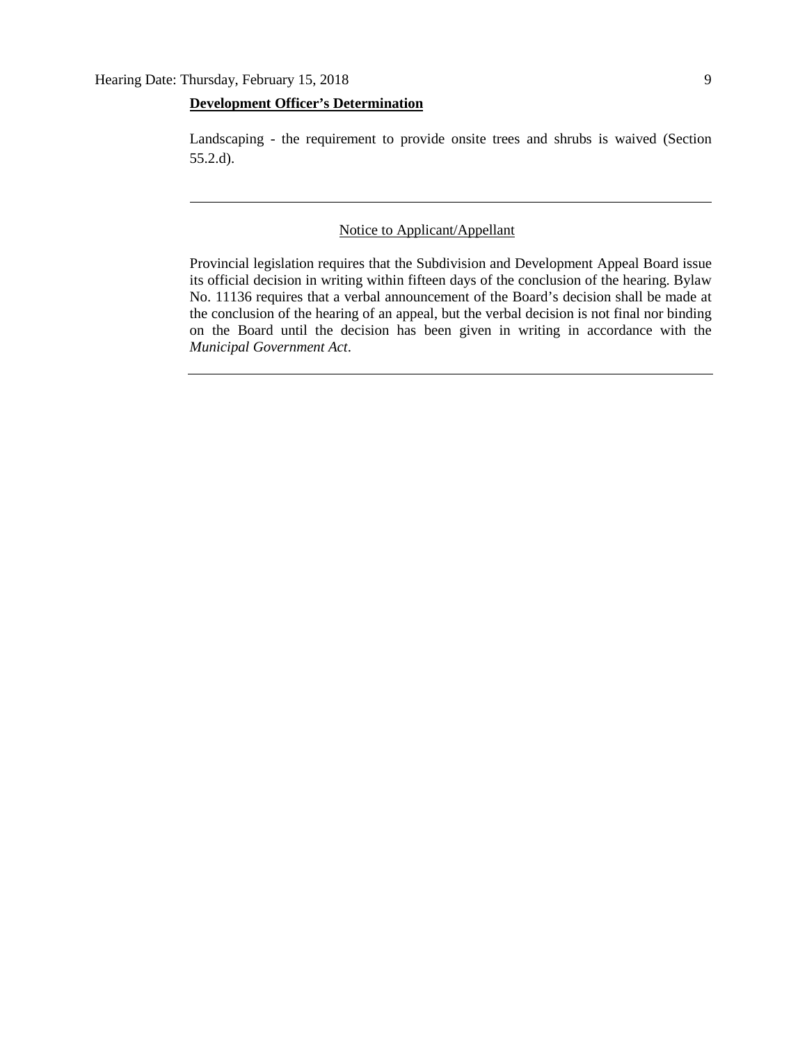**Development Officer's Determination**

Landscaping - the requirement to provide onsite trees and shrubs is waived (Section 55.2.d).

---

Notice to Applicant/Appellant

Provincial legislation requires that the Subdivision and Development Appeal Board issue its official decision in writing within fifteen days of the conclusion of the hearing. Bylaw No. 11136 requires that a verbal announcement of the Board's decision shall be made at the conclusion of the hearing of an appeal, but the verbal decision is not final nor binding on the Board until the decision has been given in writing in accordance with the *Municipal Government Act*.

---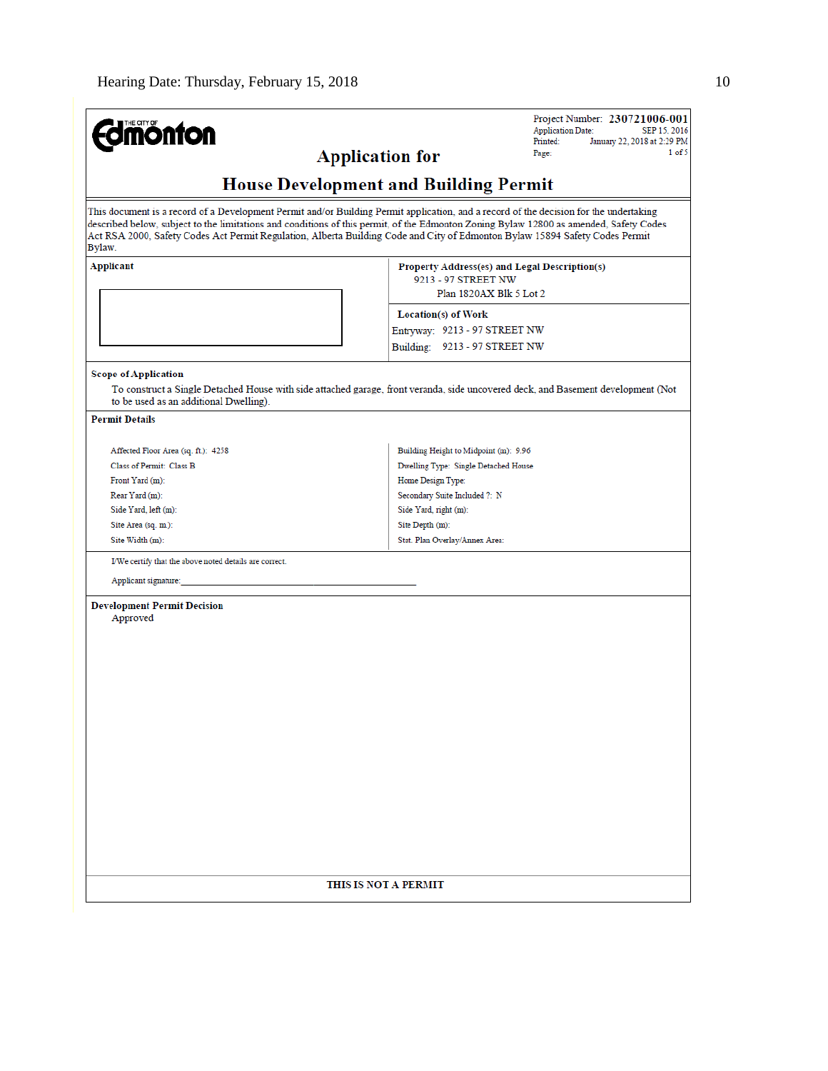**THE CITY OF Edmonton**

Project Number: **230721006-001**
Application Date: SEP 15, 2016
Printed: January 22, 2018 at 2:29 PM
Page: 1 of 5

# Application for

# House Development and Building Permit

This document is a record of a Development Permit and/or Building Permit application, and a record of the decision for the undertaking described below, subject to the limitations and conditions of this permit, of the Edmonton Zoning Bylaw 12800 as amended, Safety Codes Act RSA 2000, Safety Codes Act Permit Regulation, Alberta Building Code and City of Edmonton Bylaw 15894 Safety Codes Permit Bylaw.

**Applicant**

**Property Address(es) and Legal Description(s)**
9213 - 97 STREET NW
Plan 1820AX Blk 5 Lot 2

**Location(s) of Work**
Entryway: 9213 - 97 STREET NW
Building: 9213 - 97 STREET NW

**Scope of Application**

To construct a Single Detached House with side attached garage, front veranda, side uncovered deck, and Basement development (Not to be used as an additional Dwelling).

**Permit Details**

| | |
|---|---|
| Affected Floor Area (sq. ft.): 4258 | Building Height to Midpoint (m): 9.96 |
| Class of Permit: Class B | Dwelling Type: Single Detached House |
| Front Yard (m): | Home Design Type: |
| Rear Yard (m): | Secondary Suite Included ?: N |
| Side Yard, left (m): | Side Yard, right (m): |
| Site Area (sq. m.): | Site Depth (m): |
| Site Width (m): | Stat. Plan Overlay/Annex Area: |

I/We certify that the above noted details are correct.

Applicant signature: ____________________________________________

**Development Permit Decision**
Approved

**THIS IS NOT A PERMIT**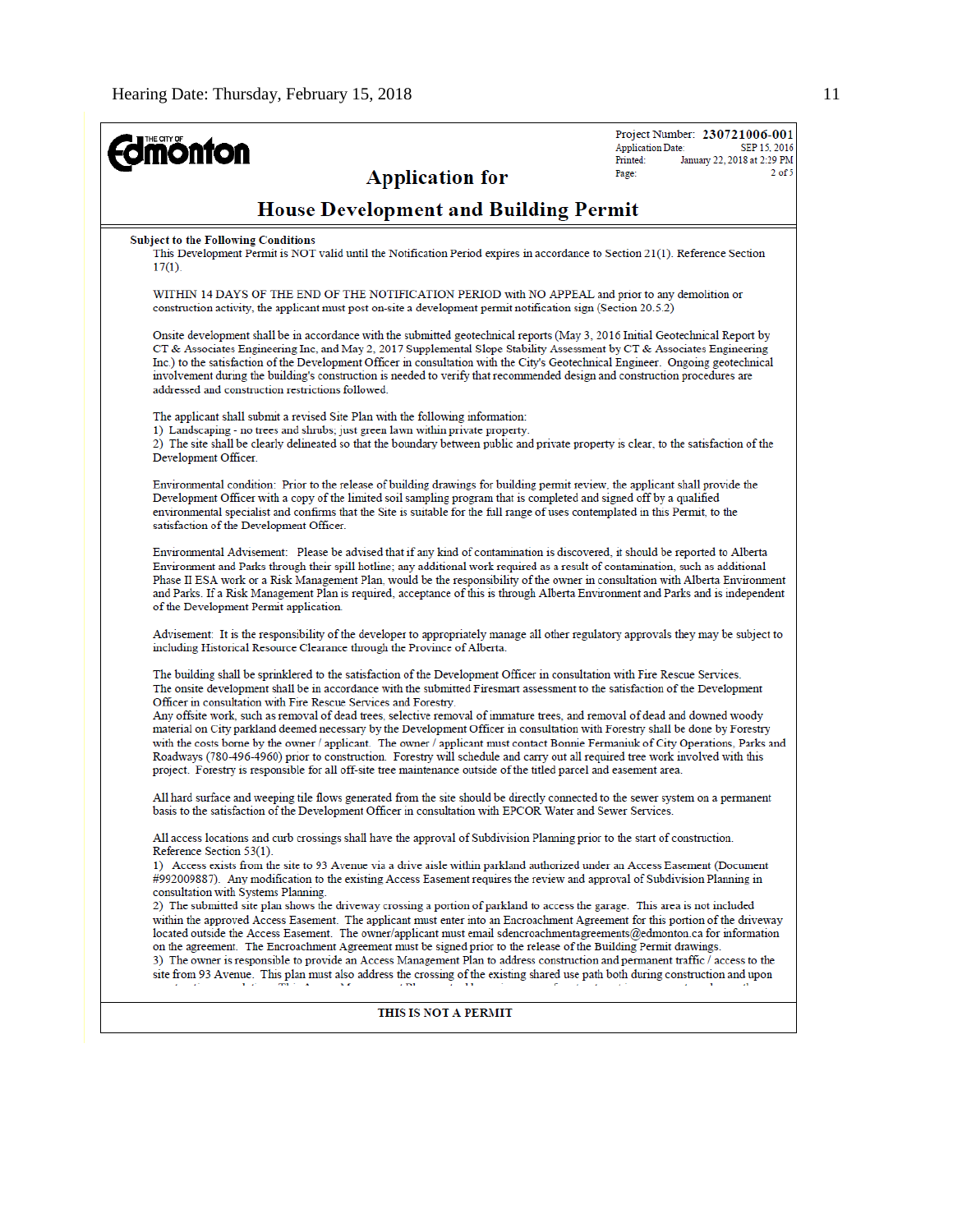Edmonton

Project Number: **230721006-001**
Application Date: SEP 15, 2016
Printed: January 22, 2018 at 2:29 PM
Page: 2 of 5

# Application for

# House Development and Building Permit

**Subject to the Following Conditions**

This Development Permit is NOT valid until the Notification Period expires in accordance to Section 21(1). Reference Section 17(1).

WITHIN 14 DAYS OF THE END OF THE NOTIFICATION PERIOD with NO APPEAL and prior to any demolition or construction activity, the applicant must post on-site a development permit notification sign (Section 20.5.2)

Onsite development shall be in accordance with the submitted geotechnical reports (May 3, 2016 Initial Geotechnical Report by CT & Associates Engineering Inc, and May 2, 2017 Supplemental Slope Stability Assessment by CT & Associates Engineering Inc.) to the satisfaction of the Development Officer in consultation with the City's Geotechnical Engineer. Ongoing geotechnical involvement during the building's construction is needed to verify that recommended design and construction procedures are addressed and construction restrictions followed.

The applicant shall submit a revised Site Plan with the following information:
1) Landscaping - no trees and shrubs; just green lawn within private property.
2) The site shall be clearly delineated so that the boundary between public and private property is clear, to the satisfaction of the Development Officer.

Environmental condition: Prior to the release of building drawings for building permit review, the applicant shall provide the Development Officer with a copy of the limited soil sampling program that is completed and signed off by a qualified environmental specialist and confirms that the Site is suitable for the full range of uses contemplated in this Permit, to the satisfaction of the Development Officer.

Environmental Advisement: Please be advised that if any kind of contamination is discovered, it should be reported to Alberta Environment and Parks through their spill hotline; any additional work required as a result of contamination, such as additional Phase II ESA work or a Risk Management Plan, would be the responsibility of the owner in consultation with Alberta Environment and Parks. If a Risk Management Plan is required, acceptance of this is through Alberta Environment and Parks and is independent of the Development Permit application.

Advisement: It is the responsibility of the developer to appropriately manage all other regulatory approvals they may be subject to including Historical Resource Clearance through the Province of Alberta.

The building shall be sprinklered to the satisfaction of the Development Officer in consultation with Fire Rescue Services.
The onsite development shall be in accordance with the submitted Firesmart assessment to the satisfaction of the Development Officer in consultation with Fire Rescue Services and Forestry.
Any offsite work, such as removal of dead trees, selective removal of immature trees, and removal of dead and downed woody material on City parkland deemed necessary by the Development Officer in consultation with Forestry shall be done by Forestry with the costs borne by the owner / applicant. The owner / applicant must contact Bonnie Fermaniuk of City Operations, Parks and Roadways (780-496-4960) prior to construction. Forestry will schedule and carry out all required tree work involved with this project. Forestry is responsible for all off-site tree maintenance outside of the titled parcel and easement area.

All hard surface and weeping tile flows generated from the site should be directly connected to the sewer system on a permanent basis to the satisfaction of the Development Officer in consultation with EPCOR Water and Sewer Services.

All access locations and curb crossings shall have the approval of Subdivision Planning prior to the start of construction. Reference Section 53(1).
1) Access exists from the site to 93 Avenue via a drive aisle within parkland authorized under an Access Easement (Document #992009887). Any modification to the existing Access Easement requires the review and approval of Subdivision Planning in consultation with Systems Planning.
2) The submitted site plan shows the driveway crossing a portion of parkland to access the garage. This area is not included within the approved Access Easement. The applicant must enter into an Encroachment Agreement for this portion of the driveway located outside the Access Easement. The owner/applicant must email sdencroachmentagreements@edmonton.ca for information on the agreement. The Encroachment Agreement must be signed prior to the release of the Building Permit drawings.
3) The owner is responsible to provide an Access Management Plan to address construction and permanent traffic / access to the site from 93 Avenue. This plan must also address the crossing of the existing shared use path both during construction and upon

**THIS IS NOT A PERMIT**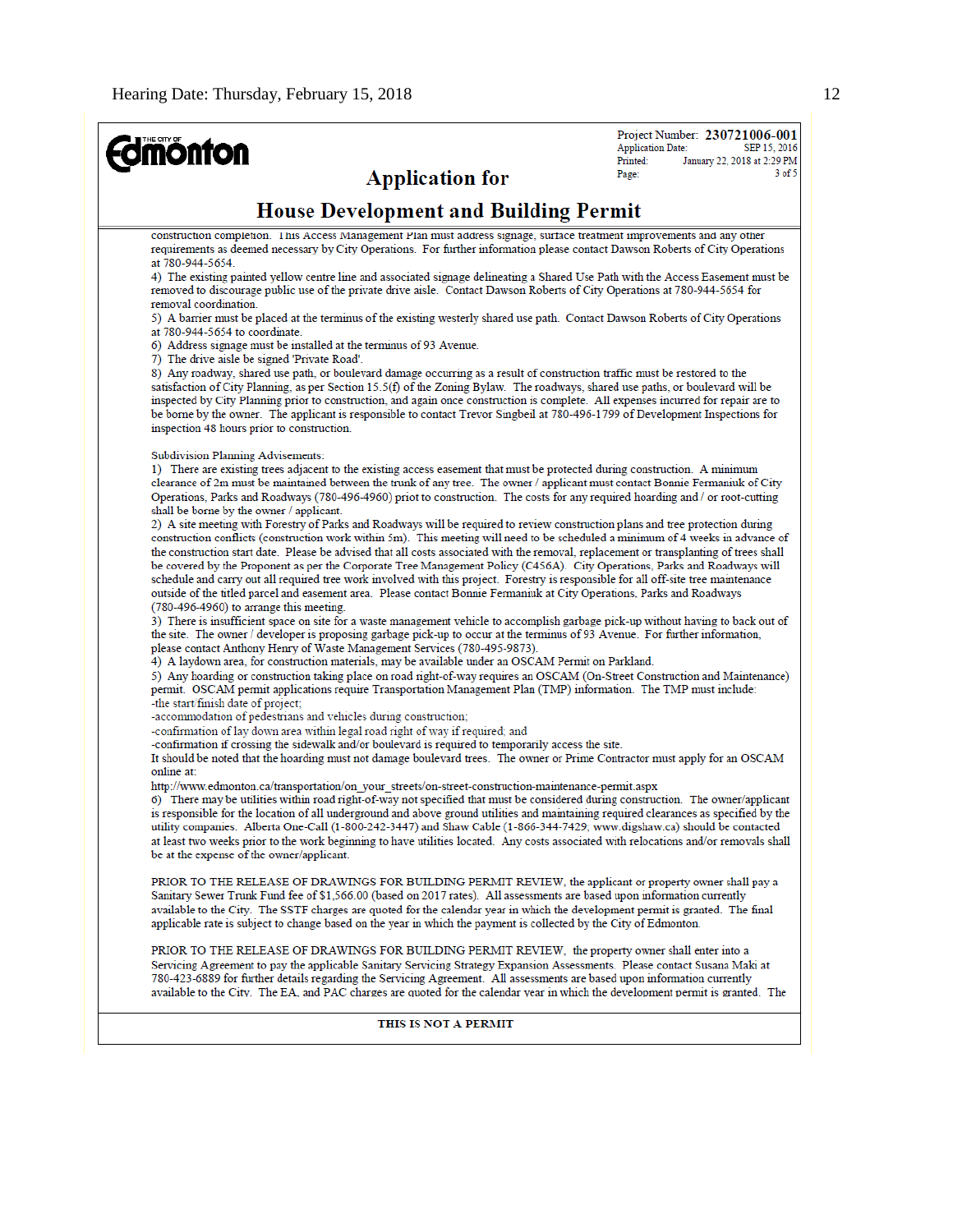## Application for House Development and Building Permit

Project Number: **230721006-001**
Application Date: SEP 15, 2016
Printed: January 22, 2018 at 2:29 PM

construction completion. This Access Management Plan must address signage, surface treatment improvements and any other requirements as deemed necessary by City Operations. For further information please contact Dawson Roberts of City Operations at 780-944-5654.

4) The existing painted yellow centre line and associated signage delineating a Shared Use Path with the Access Easement must be removed to discourage public use of the private drive aisle. Contact Dawson Roberts of City Operations at 780-944-5654 for removal coordination.

5) A barrier must be placed at the terminus of the existing westerly shared use path. Contact Dawson Roberts of City Operations at 780-944-5654 to coordinate.

6) Address signage must be installed at the terminus of 93 Avenue.

7) The drive aisle be signed 'Private Road'.

8) Any roadway, shared use path, or boulevard damage occurring as a result of construction traffic must be restored to the satisfaction of City Planning, as per Section 15.5(f) of the Zoning Bylaw. The roadways, shared use paths, or boulevard will be inspected by City Planning prior to construction, and again once construction is complete. All expenses incurred for repair are to be borne by the owner. The applicant is responsible to contact Trevor Singbeil at 780-496-1799 of Development Inspections for inspection 48 hours prior to construction.

Subdivision Planning Advisements:

1) There are existing trees adjacent to the existing access easement that must be protected during construction. A minimum clearance of 2m must be maintained between the trunk of any tree. The owner / applicant must contact Bonnie Fermaniuk of City Operations, Parks and Roadways (780-496-4960) priot to construction. The costs for any required hoarding and / or root-cutting shall be borne by the owner / applicant.

2) A site meeting with Forestry of Parks and Roadways will be required to review construction plans and tree protection during construction conflicts (construction work within 5m). This meeting will need to be scheduled a minimum of 4 weeks in advance of the construction start date. Please be advised that all costs associated with the removal, replacement or transplanting of trees shall be covered by the Proponent as per the Corporate Tree Management Policy (C456A). City Operations, Parks and Roadways will schedule and carry out all required tree work involved with this project. Forestry is responsible for all off-site tree maintenance outside of the titled parcel and easement area. Please contact Bonnie Fermaniuk at City Operations, Parks and Roadways (780-496-4960) to arrange this meeting.

3) There is insufficient space on site for a waste management vehicle to accomplish garbage pick-up without having to back out of the site. The owner / developer is proposing garbage pick-up to occur at the terminus of 93 Avenue. For further information, please contact Anthony Henry of Waste Management Services (780-495-9873).

4) A laydown area, for construction materials, may be available under an OSCAM Permit on Parkland.

5) Any hoarding or construction taking place on road right-of-way requires an OSCAM (On-Street Construction and Maintenance) permit. OSCAM permit applications require Transportation Management Plan (TMP) information. The TMP must include:
-the start/finish date of project;
-accommodation of pedestrians and vehicles during construction;
-confirmation of lay down area within legal road right of way if required; and
-confirmation if crossing the sidewalk and/or boulevard is required to temporarily access the site.
It should be noted that the hoarding must not damage boulevard trees. The owner or Prime Contractor must apply for an OSCAM online at:
http://www.edmonton.ca/transportation/on_your_streets/on-street-construction-maintenance-permit.aspx

6) There may be utilities within road right-of-way not specified that must be considered during construction. The owner/applicant is responsible for the location of all underground and above ground utilities and maintaining required clearances as specified by the utility companies. Alberta One-Call (1-800-242-3447) and Shaw Cable (1-866-344-7429; www.digshaw.ca) should be contacted at least two weeks prior to the work beginning to have utilities located. Any costs associated with relocations and/or removals shall be at the expense of the owner/applicant.

PRIOR TO THE RELEASE OF DRAWINGS FOR BUILDING PERMIT REVIEW, the applicant or property owner shall pay a Sanitary Sewer Trunk Fund fee of $1,566.00 (based on 2017 rates). All assessments are based upon information currently available to the City. The SSTF charges are quoted for the calendar year in which the development permit is granted. The final applicable rate is subject to change based on the year in which the payment is collected by the City of Edmonton.

PRIOR TO THE RELEASE OF DRAWINGS FOR BUILDING PERMIT REVIEW, the property owner shall enter into a Servicing Agreement to pay the applicable Sanitary Servicing Strategy Expansion Assessments. Please contact Susana Maki at 780-423-6889 for further details regarding the Servicing Agreement. All assessments are based upon information currently available to the City. The EA, and PAC charges are quoted for the calendar year in which the development permit is granted. The

**THIS IS NOT A PERMIT**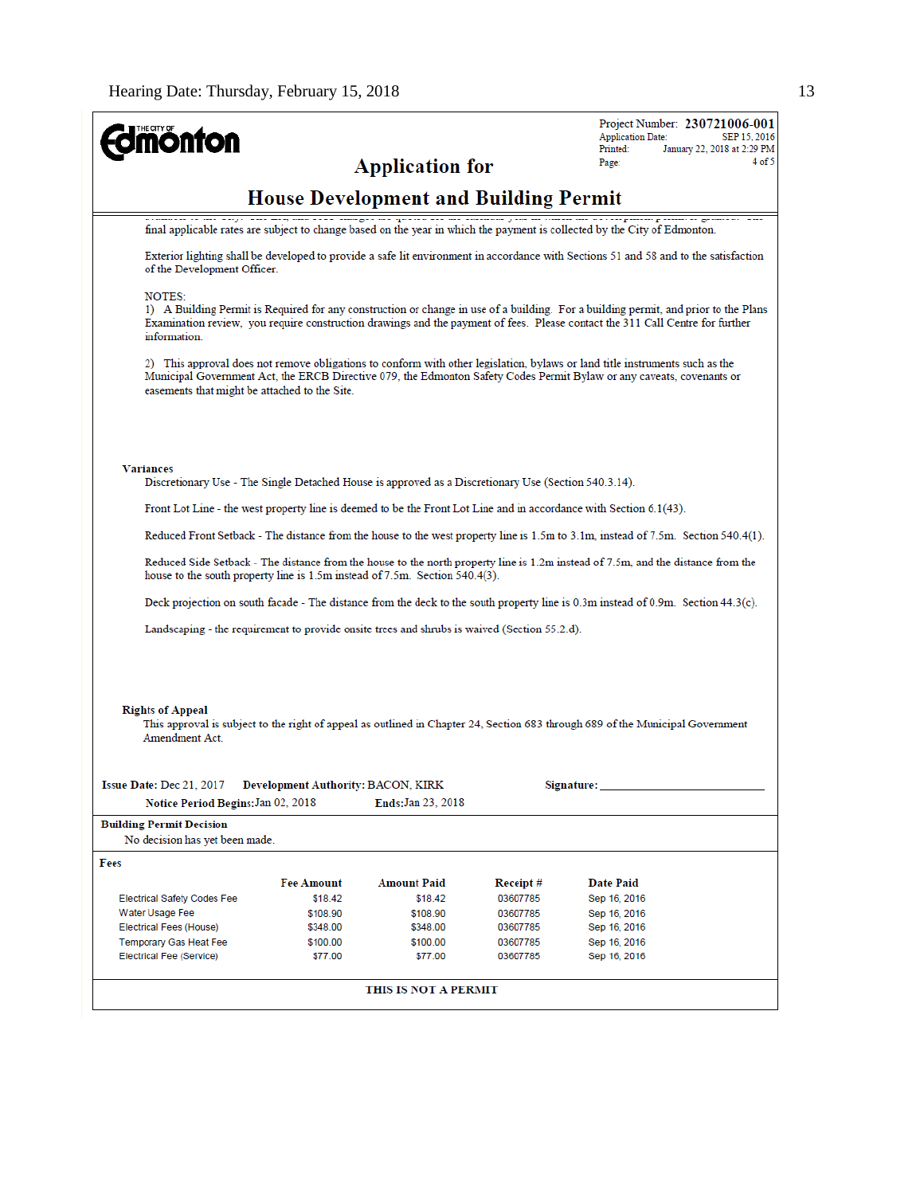Project Number: **230721006-001**
Application Date: SEP 15, 2016
Printed: January 22, 2018 at 2:29 PM
Page: 4 of 5

## Application for

# House Development and Building Permit

final applicable rates are subject to change based on the year in which the payment is collected by the City of Edmonton.

Exterior lighting shall be developed to provide a safe lit environment in accordance with Sections 51 and 58 and to the satisfaction of the Development Officer.

NOTES:
1) A Building Permit is Required for any construction or change in use of a building. For a building permit, and prior to the Plans Examination review, you require construction drawings and the payment of fees. Please contact the 311 Call Centre for further information.

2) This approval does not remove obligations to conform with other legislation, bylaws or land title instruments such as the Municipal Government Act, the ERCB Directive 079, the Edmonton Safety Codes Permit Bylaw or any caveats, covenants or easements that might be attached to the Site.

**Variances**

Discretionary Use - The Single Detached House is approved as a Discretionary Use (Section 540.3.14).

Front Lot Line - the west property line is deemed to be the Front Lot Line and in accordance with Section 6.1(43).

Reduced Front Setback - The distance from the house to the west property line is 1.5m to 3.1m, instead of 7.5m. Section 540.4(1).

Reduced Side Setback - The distance from the house to the north property line is 1.2m instead of 7.5m, and the distance from the house to the south property line is 1.5m instead of 7.5m. Section 540.4(3).

Deck projection on south facade - The distance from the deck to the south property line is 0.3m instead of 0.9m. Section 44.3(c).

Landscaping - the requirement to provide onsite trees and shrubs is waived (Section 55.2.d).

**Rights of Appeal**

This approval is subject to the right of appeal as outlined in Chapter 24, Section 683 through 689 of the Municipal Government Amendment Act.

**Issue Date:** Dec 21, 2017 **Development Authority:** BACON, KIRK **Signature:** ________________

**Notice Period Begins:** Jan 02, 2018 **Ends:** Jan 23, 2018

**Building Permit Decision**

No decision has yet been made.

**Fees**

| | Fee Amount | Amount Paid | Receipt # | Date Paid |
|---|---|---|---|---|
| Electrical Safety Codes Fee | $18.42 | $18.42 | 03607785 | Sep 16, 2016 |
| Water Usage Fee | $108.90 | $108.90 | 03607785 | Sep 16, 2016 |
| Electrical Fees (House) | $348.00 | $348.00 | 03607785 | Sep 16, 2016 |
| Temporary Gas Heat Fee | $100.00 | $100.00 | 03607785 | Sep 16, 2016 |
| Electrical Fee (Service) | $77.00 | $77.00 | 03607785 | Sep 16, 2016 |

**THIS IS NOT A PERMIT**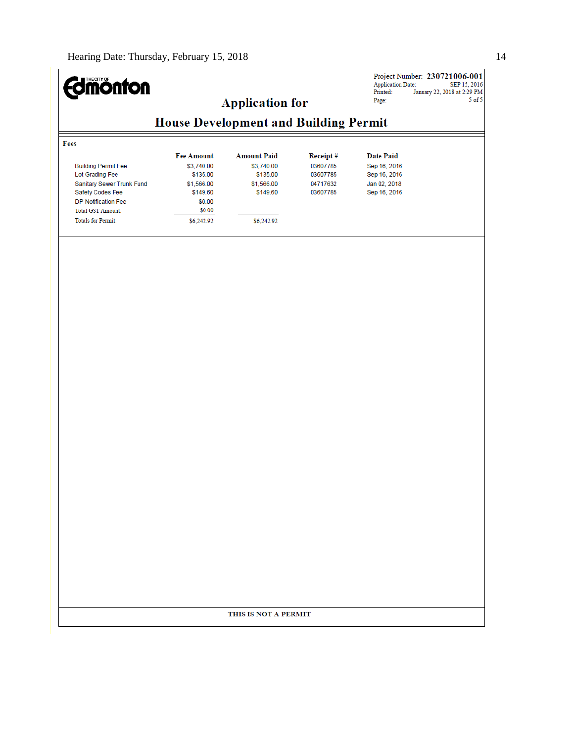THE CITY OF Edmonton

Project Number: **230721006-001**
Application Date: SEP 15, 2016
Printed: January 22, 2018 at 2:29 PM

## Application for

## House Development and Building Permit

**Fees**

| | Fee Amount | Amount Paid | Receipt # | Date Paid |
|---|---|---|---|---|
| Building Permit Fee | $3,740.00 | $3,740.00 | 03607785 | Sep 16, 2016 |
| Lot Grading Fee | $135.00 | $135.00 | 03607785 | Sep 16, 2016 |
| Sanitary Sewer Trunk Fund | $1,566.00 | $1,566.00 | 04717632 | Jan 02, 2018 |
| Safety Codes Fee | $149.60 | $149.60 | 03607785 | Sep 16, 2016 |
| DP Notification Fee | $0.00 | | | |
| Total GST Amount: | $0.00 | | | |
| Totals for Permit: | $6,242.92 | $6,242.92 | | |

**THIS IS NOT A PERMIT**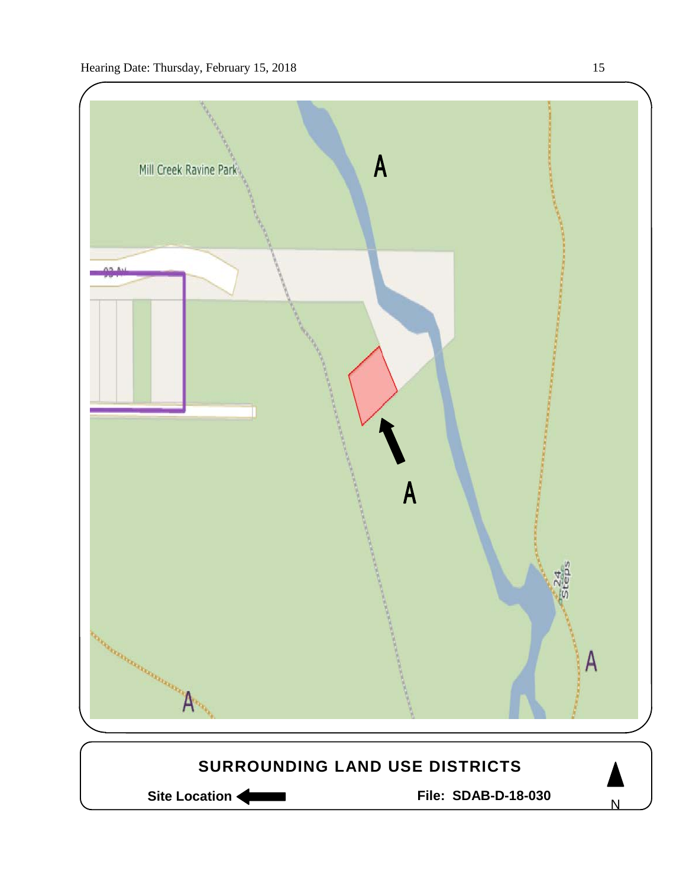Mill Creek Ravine Park

A

A

A

A

24 Steps

**SURROUNDING LAND USE DISTRICTS**

**Site Location** ←

**File: SDAB-D-18-030**

N